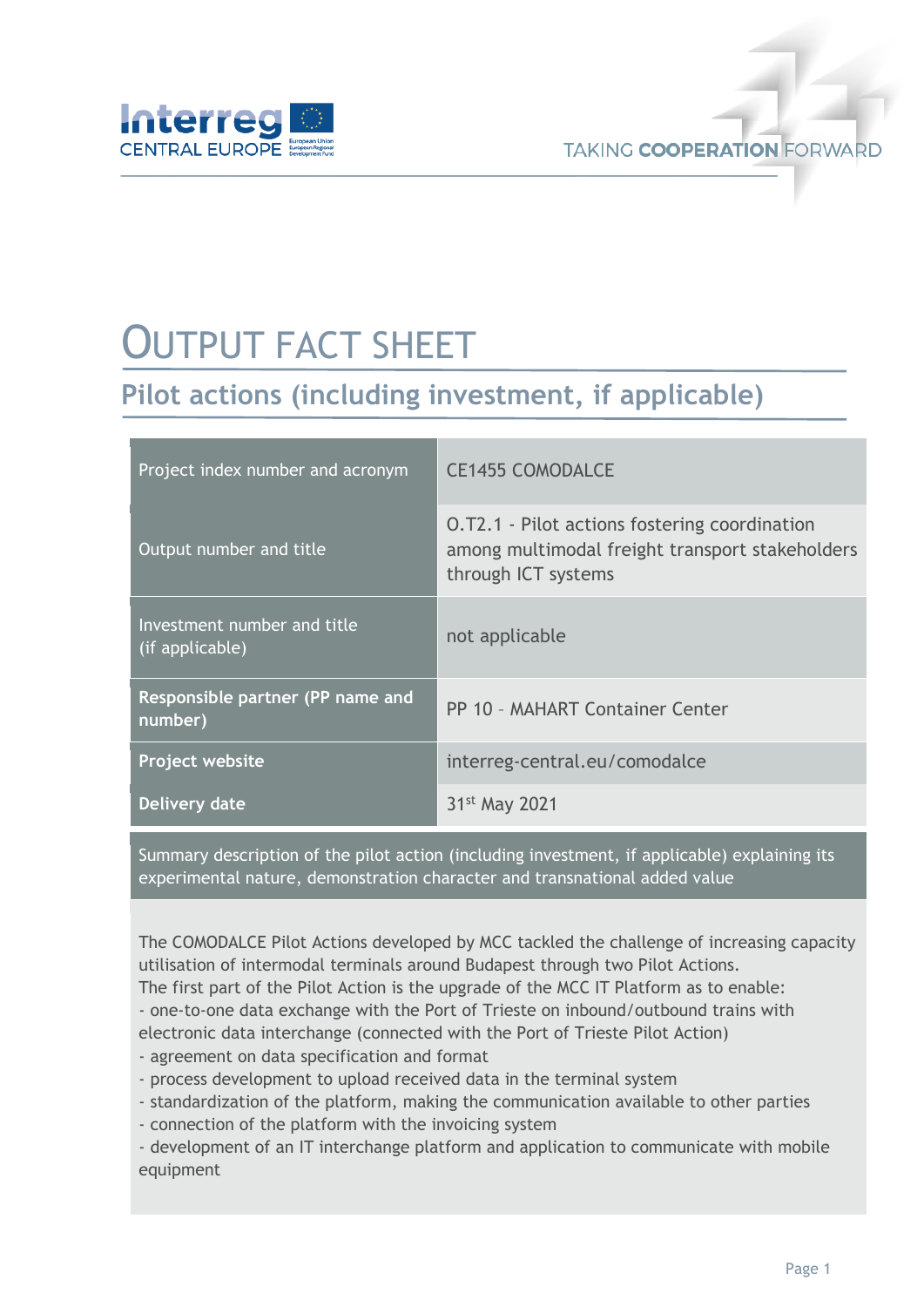# OUTPUT FACT SHEET

## Pilot actions (including investment, if applicable)

| Project index number and acronym | CE1455 COMODALCE |
|---|---|
| Output number and title | O.T2.1 - Pilot actions fostering coordination among multimodal freight transport stakeholders through ICT systems |
| Investment number and title (if applicable) | not applicable |
| **Responsible partner (PP name and number)** | PP 10 – MAHART Container Center |
| **Project website** | interreg-central.eu/comodalce |
| **Delivery date** | 31st May 2021 |

**Summary description of the pilot action (including investment, if applicable) explaining its experimental nature, demonstration character and transnational added value**

The COMODALCE Pilot Actions developed by MCC tackled the challenge of increasing capacity utilisation of intermodal terminals around Budapest through two Pilot Actions.
The first part of the Pilot Action is the upgrade of the MCC IT Platform as to enable:
- one-to-one data exchange with the Port of Trieste on inbound/outbound trains with electronic data interchange (connected with the Port of Trieste Pilot Action)
- agreement on data specification and format
- process development to upload received data in the terminal system
- standardization of the platform, making the communication available to other parties
- connection of the platform with the invoicing system
- development of an IT interchange platform and application to communicate with mobile equipment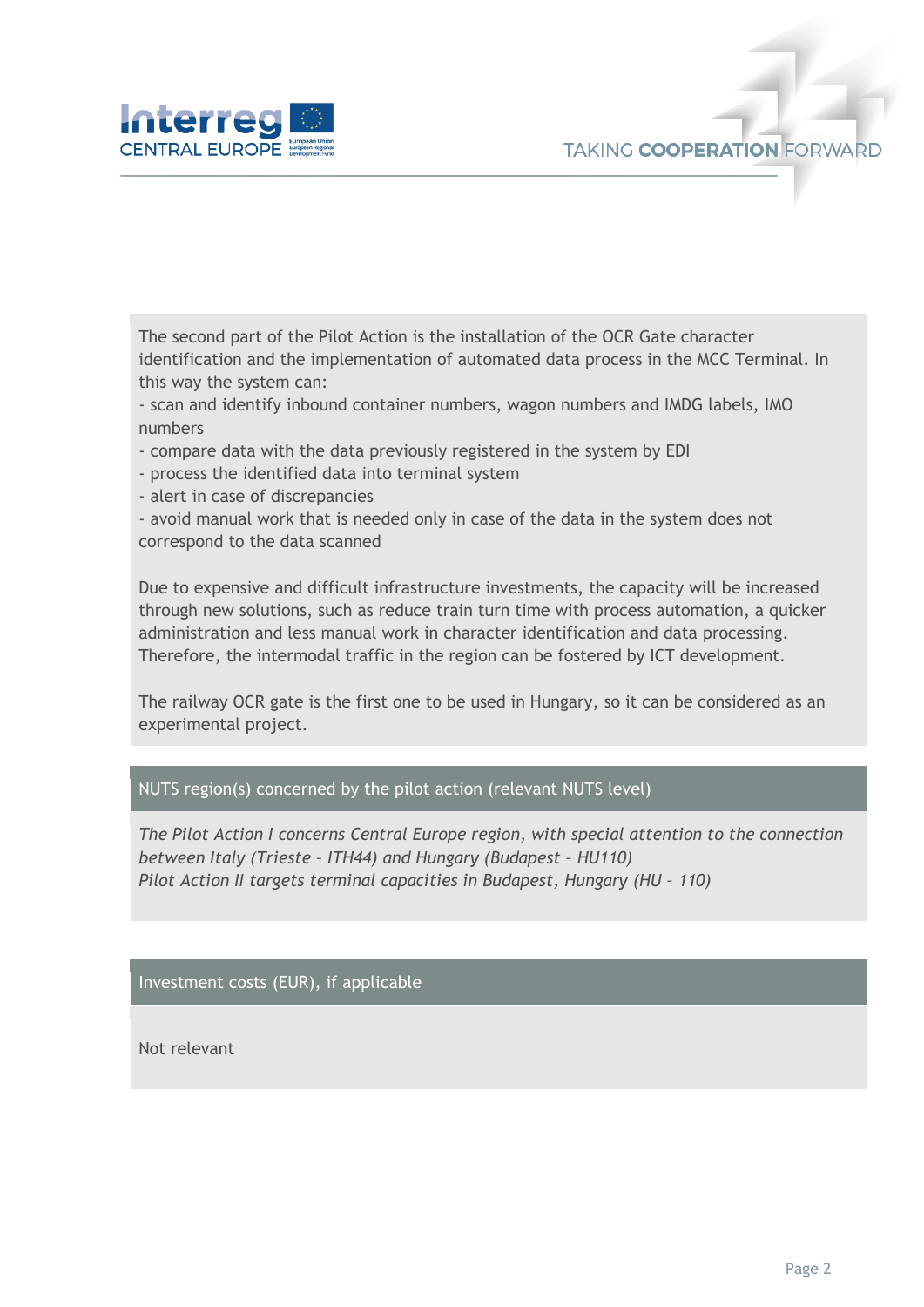The second part of the Pilot Action is the installation of the OCR Gate character identification and the implementation of automated data process in the MCC Terminal. In this way the system can:

- scan and identify inbound container numbers, wagon numbers and IMDG labels, IMO numbers
- compare data with the data previously registered in the system by EDI
- process the identified data into terminal system
- alert in case of discrepancies
- avoid manual work that is needed only in case of the data in the system does not correspond to the data scanned

Due to expensive and difficult infrastructure investments, the capacity will be increased through new solutions, such as reduce train turn time with process automation, a quicker administration and less manual work in character identification and data processing. Therefore, the intermodal traffic in the region can be fostered by ICT development.

The railway OCR gate is the first one to be used in Hungary, so it can be considered as an experimental project.

## NUTS region(s) concerned by the pilot action (relevant NUTS level)

*The Pilot Action I concerns Central Europe region, with special attention to the connection between Italy (Trieste – ITH44) and Hungary (Budapest – HU110)*
*Pilot Action II targets terminal capacities in Budapest, Hungary (HU – 110)*

## Investment costs (EUR), if applicable

Not relevant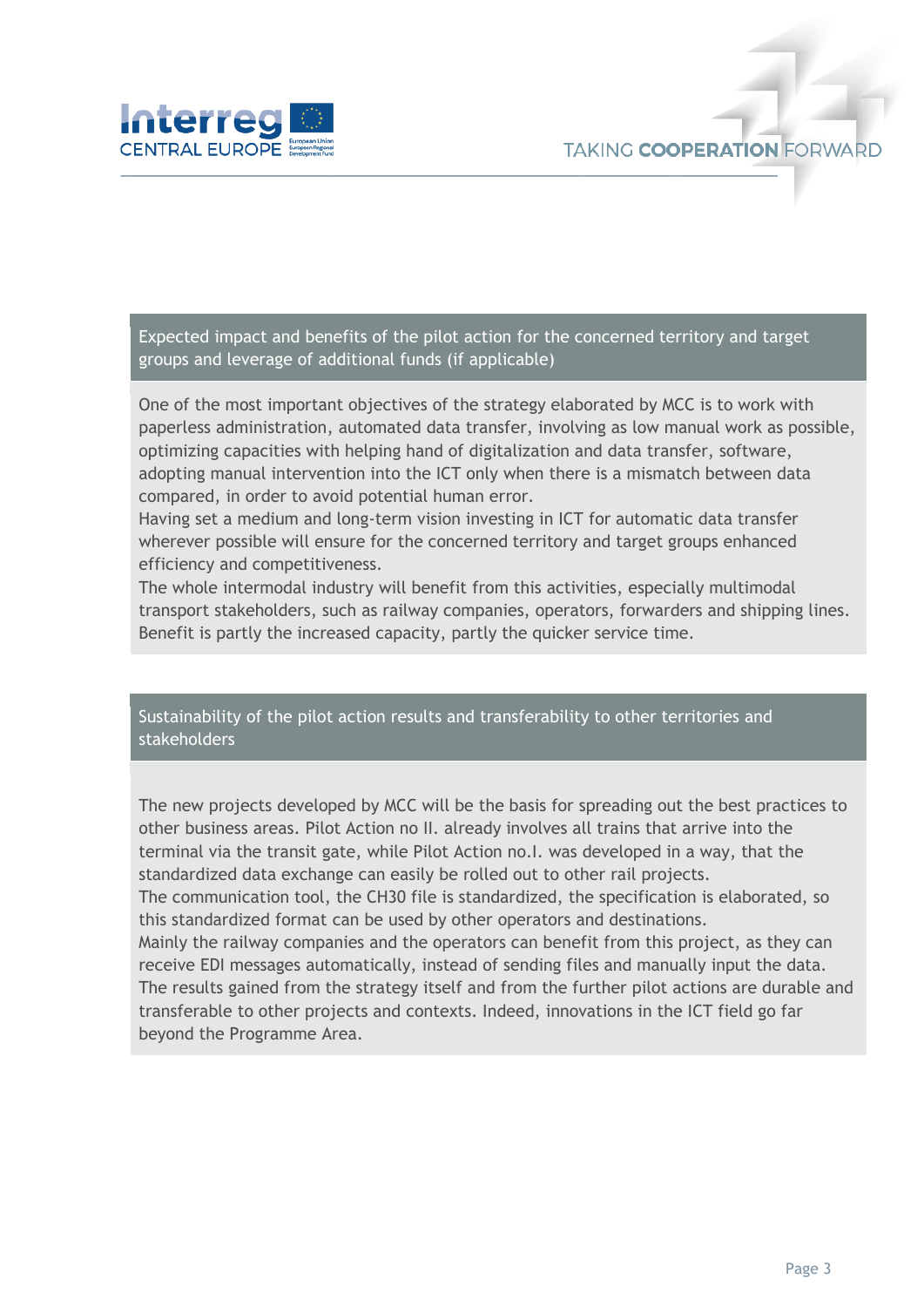## Expected impact and benefits of the pilot action for the concerned territory and target groups and leverage of additional funds (if applicable)

One of the most important objectives of the strategy elaborated by MCC is to work with paperless administration, automated data transfer, involving as low manual work as possible, optimizing capacities with helping hand of digitalization and data transfer, software, adopting manual intervention into the ICT only when there is a mismatch between data compared, in order to avoid potential human error.
Having set a medium and long-term vision investing in ICT for automatic data transfer wherever possible will ensure for the concerned territory and target groups enhanced efficiency and competitiveness.
The whole intermodal industry will benefit from this activities, especially multimodal transport stakeholders, such as railway companies, operators, forwarders and shipping lines. Benefit is partly the increased capacity, partly the quicker service time.

## Sustainability of the pilot action results and transferability to other territories and stakeholders

The new projects developed by MCC will be the basis for spreading out the best practices to other business areas. Pilot Action no II. already involves all trains that arrive into the terminal via the transit gate, while Pilot Action no.I. was developed in a way, that the standardized data exchange can easily be rolled out to other rail projects.
The communication tool, the CH30 file is standardized, the specification is elaborated, so this standardized format can be used by other operators and destinations.
Mainly the railway companies and the operators can benefit from this project, as they can receive EDI messages automatically, instead of sending files and manually input the data.
The results gained from the strategy itself and from the further pilot actions are durable and transferable to other projects and contexts. Indeed, innovations in the ICT field go far beyond the Programme Area.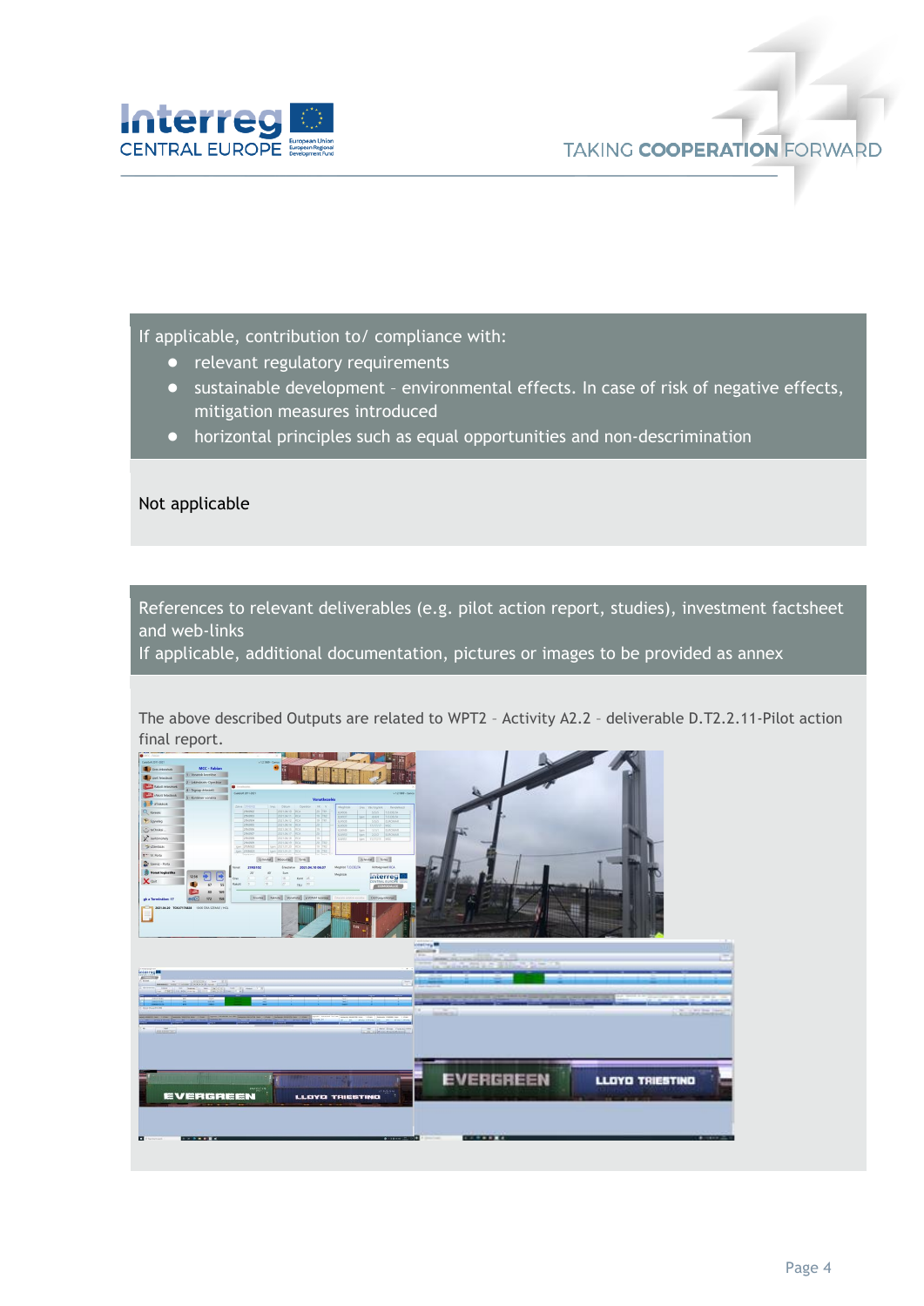If applicable, contribution to/ compliance with:

- relevant regulatory requirements
- sustainable development – environmental effects. In case of risk of negative effects, mitigation measures introduced
- horizontal principles such as equal opportunities and non-descrimination

Not applicable

References to relevant deliverables (e.g. pilot action report, studies), investment factsheet and web-links
If applicable, additional documentation, pictures or images to be provided as annex

The above described Outputs are related to WPT2 – Activity A2.2 – deliverable D.T2.2.11-Pilot action final report.